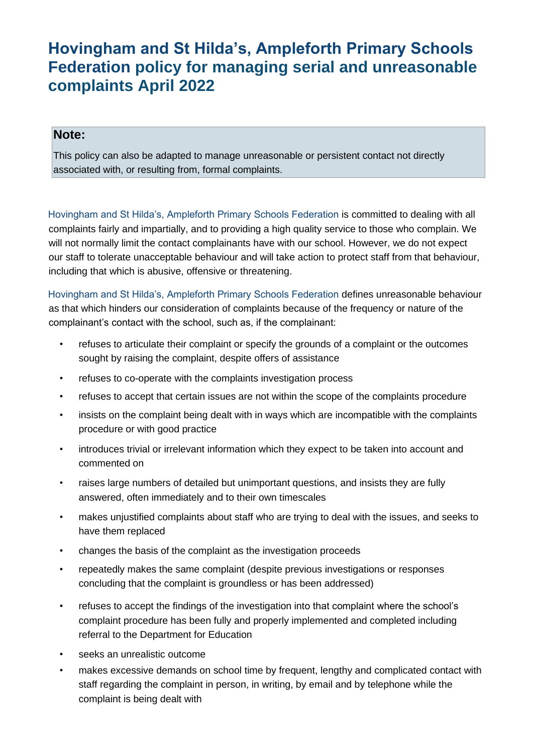# Hovingham and St Hilda's, Ampleforth Primary Schools Federation policy for managing serial and unreasonable complaints April 2022

> **Note:**
>
> This policy can also be adapted to manage unreasonable or persistent contact not directly associated with, or resulting from, formal complaints.

Hovingham and St Hilda's, Ampleforth Primary Schools Federation is committed to dealing with all complaints fairly and impartially, and to providing a high quality service to those who complain. We will not normally limit the contact complainants have with our school. However, we do not expect our staff to tolerate unacceptable behaviour and will take action to protect staff from that behaviour, including that which is abusive, offensive or threatening.

Hovingham and St Hilda's, Ampleforth Primary Schools Federation defines unreasonable behaviour as that which hinders our consideration of complaints because of the frequency or nature of the complainant's contact with the school, such as, if the complainant:

- refuses to articulate their complaint or specify the grounds of a complaint or the outcomes sought by raising the complaint, despite offers of assistance
- refuses to co-operate with the complaints investigation process
- refuses to accept that certain issues are not within the scope of the complaints procedure
- insists on the complaint being dealt with in ways which are incompatible with the complaints procedure or with good practice
- introduces trivial or irrelevant information which they expect to be taken into account and commented on
- raises large numbers of detailed but unimportant questions, and insists they are fully answered, often immediately and to their own timescales
- makes unjustified complaints about staff who are trying to deal with the issues, and seeks to have them replaced
- changes the basis of the complaint as the investigation proceeds
- repeatedly makes the same complaint (despite previous investigations or responses concluding that the complaint is groundless or has been addressed)
- refuses to accept the findings of the investigation into that complaint where the school's complaint procedure has been fully and properly implemented and completed including referral to the Department for Education
- seeks an unrealistic outcome
- makes excessive demands on school time by frequent, lengthy and complicated contact with staff regarding the complaint in person, in writing, by email and by telephone while the complaint is being dealt with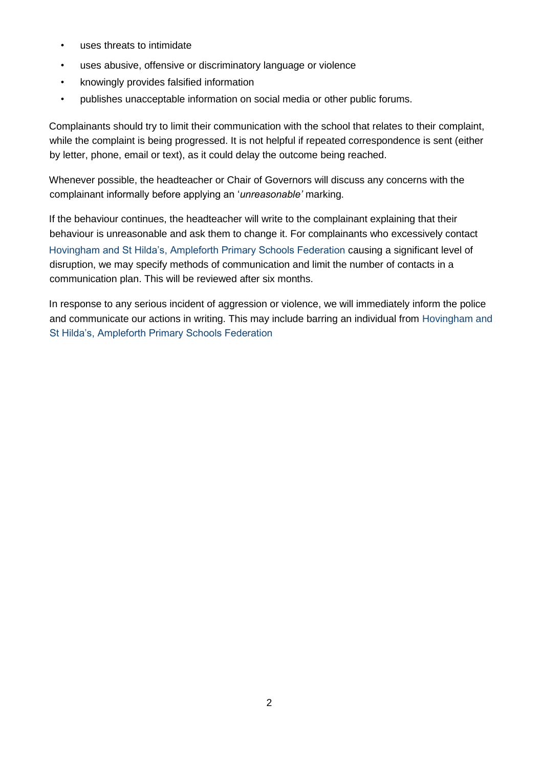- uses threats to intimidate
- uses abusive, offensive or discriminatory language or violence
- knowingly provides falsified information
- publishes unacceptable information on social media or other public forums.

Complainants should try to limit their communication with the school that relates to their complaint, while the complaint is being progressed. It is not helpful if repeated correspondence is sent (either by letter, phone, email or text), as it could delay the outcome being reached.

Whenever possible, the headteacher or Chair of Governors will discuss any concerns with the complainant informally before applying an '*unreasonable'* marking.

If the behaviour continues, the headteacher will write to the complainant explaining that their behaviour is unreasonable and ask them to change it. For complainants who excessively contact Hovingham and St Hilda's, Ampleforth Primary Schools Federation causing a significant level of disruption, we may specify methods of communication and limit the number of contacts in a communication plan. This will be reviewed after six months.

In response to any serious incident of aggression or violence, we will immediately inform the police and communicate our actions in writing. This may include barring an individual from Hovingham and St Hilda's, Ampleforth Primary Schools Federation